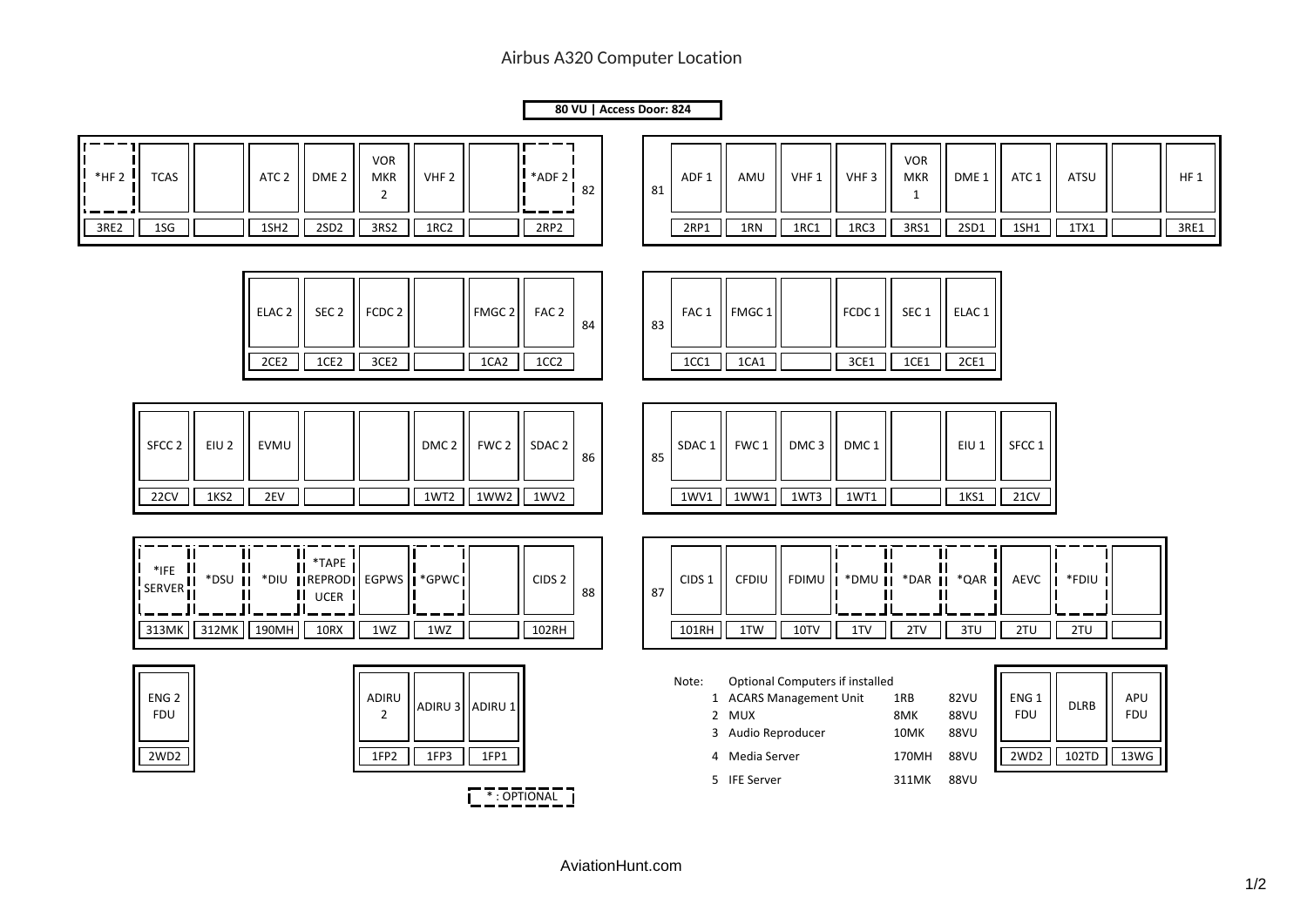# Airbus A320 Computer Location

**80 VU | Access Door: 824**

**Rack 82**

| *HF 2 | TCAS | | ATC 2 | DME 2 | VOR MKR 2 | VHF 2 | | *ADF 2 |
|---|---|---|---|---|---|---|---|---|
| 3RE2 | 1SG | | 1SH2 | 2SD2 | 3RS2 | 1RC2 | | 2RP2 |

**Rack 81**

| ADF 1 | AMU | VHF 1 | VHF 3 | VOR MKR 1 | DME 1 | ATC 1 | ATSU | | HF 1 |
|---|---|---|---|---|---|---|---|---|---|
| 2RP1 | 1RN | 1RC1 | 1RC3 | 3RS1 | 2SD1 | 1SH1 | 1TX1 | | 3RE1 |

**Rack 84**

| ELAC 2 | SEC 2 | FCDC 2 | | FMGC 2 | FAC 2 |
|---|---|---|---|---|---|
| 2CE2 | 1CE2 | 3CE2 | | 1CA2 | 1CC2 |

**Rack 83**

| FAC 1 | FMGC 1 | | FCDC 1 | SEC 1 | ELAC 1 |
|---|---|---|---|---|---|
| 1CC1 | 1CA1 | | 3CE1 | 1CE1 | 2CE1 |

**Rack 86**

| SFCC 2 | EIU 2 | EVMU | | | DMC 2 | FWC 2 | SDAC 2 |
|---|---|---|---|---|---|---|---|
| 22CV | 1KS2 | 2EV | | | 1WT2 | 1WW2 | 1WV2 |

**Rack 85**

| SDAC 1 | FWC 1 | DMC 3 | DMC 1 | | EIU 1 | SFCC 1 |
|---|---|---|---|---|---|---|
| 1WV1 | 1WW1 | 1WT3 | 1WT1 | | 1KS1 | 21CV |

**Rack 88**

| *IFE SERVER | *DSU | *DIU | *TAPE REPRODUCER | EGPWS | *GPWC | | CIDS 2 |
|---|---|---|---|---|---|---|---|
| 313MK | 312MK | 190MH | 10RX | 1WZ | 1WZ | | 102RH |

**Rack 87**

| CIDS 1 | CFDIU | FDIMU | *DMU | *DAR | *QAR | AEVC | *FDIU | |
|---|---|---|---|---|---|---|---|---|
| 101RH | 1TW | 10TV | 1TV | 2TV | 3TU | 2TU | 2TU | |

| ENG 2 FDU |
|---|
| 2WD2 |

| ADIRU 2 | ADIRU 3 | ADIRU 1 |
|---|---|---|
| 1FP2 | 1FP3 | 1FP1 |

| ENG 1 FDU | DLRB | APU FDU |
|---|---|---|
| 2WD2 | 102TD | 13WG |

Note: Optional Computers if installed

| | | | |
|---|---|---|---|
| 1 | ACARS Management Unit | 1RB | 82VU |
| 2 | MUX | 8MK | 88VU |
| 3 | Audio Reproducer | 10MK | 88VU |
| 4 | Media Server | 170MH | 88VU |
| 5 | IFE Server | 311MK | 88VU |

* : OPTIONAL

AviationHunt.com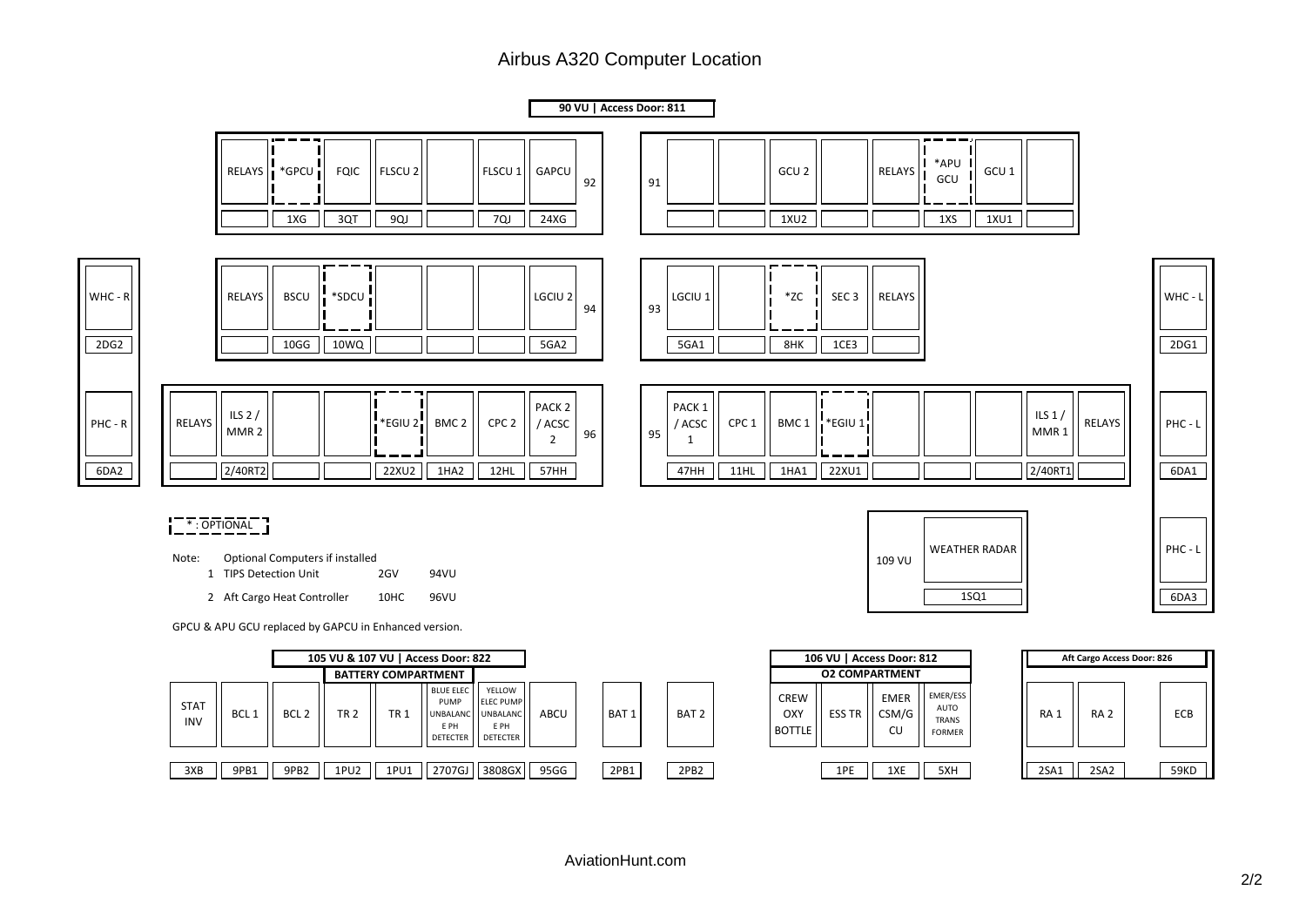# Airbus A320 Computer Location

## 90 VU | Access Door: 811

**Rack 92**

| RELAYS | *GPCU | FQIC | FLSCU 2 | | FLSCU 1 | GAPCU |
|---|---|---|---|---|---|---|
| | 1XG | 3QT | 9QJ | | 7QJ | 24XG |

**Rack 91**

| | | GCU 2 | | RELAYS | *APU GCU | GCU 1 | |
|---|---|---|---|---|---|---|---|
| | | 1XU2 | | | 1XS | 1XU1 | |

**Rack 94**

| RELAYS | BSCU | *SDCU | | | | LGCIU 2 |
|---|---|---|---|---|---|---|
| | 10GG | 10WQ | | | | 5GA2 |

**Rack 93**

| LGCIU 1 | | *ZC | SEC 3 | RELAYS |
|---|---|---|---|---|
| 5GA1 | | 8HK | 1CE3 | |

**Rack 96**

| RELAYS | ILS 2 / MMR 2 | | | *EGIU 2 | BMC 2 | CPC 2 | PACK 2 / ACSC 2 |
|---|---|---|---|---|---|---|---|
| | 2/40RT2 | | | 22XU2 | 1HA2 | 12HL | 57HH |

**Rack 95**

| PACK 1 / ACSC 1 | CPC 1 | BMC 1 | *EGIU 1 | | | | ILS 1 / MMR 1 | RELAYS |
|---|---|---|---|---|---|---|---|---|
| 47HH | 11HL | 1HA1 | 22XU1 | | | | 2/40RT1 | |

**Right side**

| WHC - R | PHC - R |
|---|---|
| 2DG2 | 6DA2 |

**Left side**

| WHC - L | PHC - L | PHC - L |
|---|---|---|
| 2DG1 | 6DA1 | 6DA3 |

**109 VU**

| WEATHER RADAR |
|---|
| 1SQ1 |

* : OPTIONAL

Note: Optional Computers if installed

| | | | |
|---|---|---|---|
| 1 | TIPS Detection Unit | 2GV | 94VU |
| 2 | Aft Cargo Heat Controller | 10HC | 96VU |

GPCU & APU GCU replaced by GAPCU in Enhanced version.

## 105 VU & 107 VU | Access Door: 822

| STAT INV | BCL 1 | BCL 2 | TR 2 (BATTERY COMPARTMENT) | TR 1 (BATTERY COMPARTMENT) | BLUE ELEC PUMP UNBALANCE PH DETECTER | YELLOW ELEC PUMP UNBALANCE PH DETECTER | ABCU | BAT 1 | BAT 2 |
|---|---|---|---|---|---|---|---|---|---|
| 3XB | 9PB1 | 9PB2 | 1PU2 | 1PU1 | 2707GJ | 3808GX | 95GG | 2PB1 | 2PB2 |

## 106 VU | Access Door: 812

**O2 COMPARTMENT**

| CREW OXY BOTTLE | ESS TR | EMER CSM/G CU | EMER/ESS AUTO TRANS FORMER |
|---|---|---|---|
| | 1PE | 1XE | 5XH |

## Aft Cargo Access Door: 826

| RA 1 | RA 2 | ECB |
|---|---|---|
| 2SA1 | 2SA2 | 59KD |

AviationHunt.com